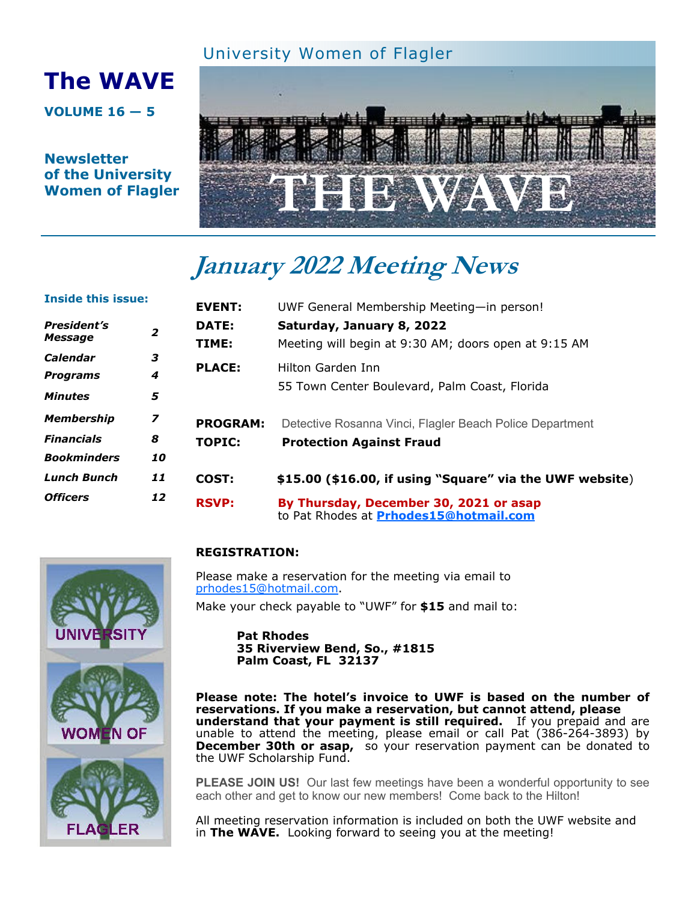# The WAVE

**VOLUME 16 — 5**

**Newsletter of the University Women of Flagler**

University Women of Flagler

THE WAVE

## *January 2022 Meeting News*

**Inside this issue:**

| | |
|---|---|
| ***President's Message*** | ***2*** |
| ***Calendar*** | ***3*** |
| ***Programs*** | ***4*** |
| ***Minutes*** | ***5*** |
| ***Membership*** | ***7*** |
| ***Financials*** | ***8*** |
| ***Bookminders*** | ***10*** |
| ***Lunch Bunch*** | ***11*** |
| ***Officers*** | ***12*** |

| | |
|---|---|
| **EVENT:** | UWF General Membership Meeting—in person! |
| **DATE:** | **Saturday, January 8, 2022** |
| **TIME:** | Meeting will begin at 9:30 AM; doors open at 9:15 AM |
| **PLACE:** | Hilton Garden Inn<br>55 Town Center Boulevard, Palm Coast, Florida |
| **PROGRAM:** | Detective Rosanna Vinci, Flagler Beach Police Department |
| **TOPIC:** | **Protection Against Fraud** |
| **COST:** | **$15.00 ($16.00, if using "Square" via the UWF website**) |
| **RSVP:** | **By Thursday, December 30, 2021 or asap** to Pat Rhodes at **Prhodes15@hotmail.com** |

**REGISTRATION:**

Please make a reservation for the meeting via email to prhodes15@hotmail.com.

Make your check payable to "UWF" for **$15** and mail to:

**Pat Rhodes**
**35 Riverview Bend, So., #1815**
**Palm Coast, FL 32137**

**Please note: The hotel's invoice to UWF is based on the number of reservations. If you make a reservation, but cannot attend, please understand that your payment is still required.** If you prepaid and are unable to attend the meeting, please email or call Pat (386-264-3893) by **December 30th or asap,** so your reservation payment can be donated to the UWF Scholarship Fund.

**PLEASE JOIN US!** Our last few meetings have been a wonderful opportunity to see each other and get to know our new members! Come back to the Hilton!

All meeting reservation information is included on both the UWF website and in **The WAVE.** Looking forward to seeing you at the meeting!

UNIVERSITY WOMEN OF FLAGLER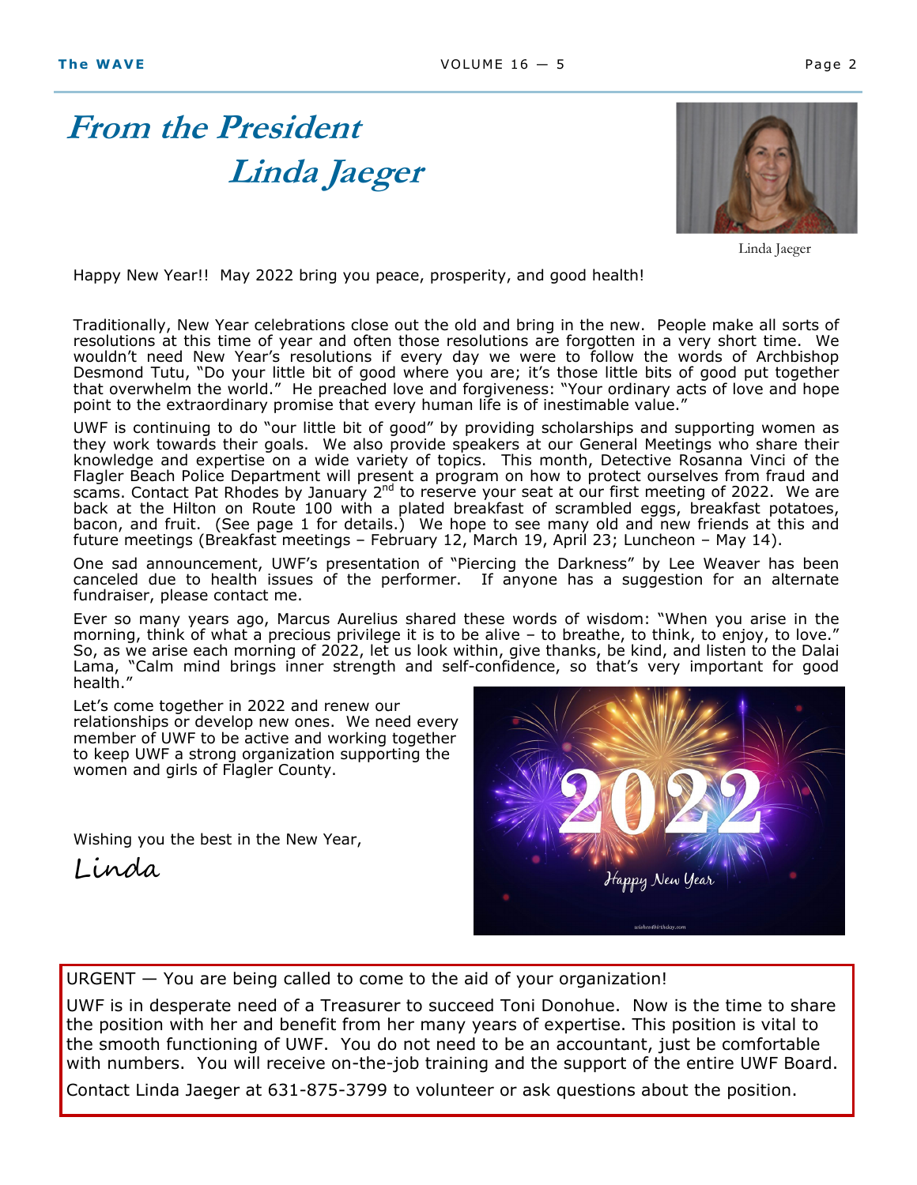# From the President

## Linda Jaeger

Linda Jaeger

Happy New Year!! May 2022 bring you peace, prosperity, and good health!

Traditionally, New Year celebrations close out the old and bring in the new. People make all sorts of resolutions at this time of year and often those resolutions are forgotten in a very short time. We wouldn't need New Year's resolutions if every day we were to follow the words of Archbishop Desmond Tutu, "Do your little bit of good where you are; it's those little bits of good put together that overwhelm the world." He preached love and forgiveness: "Your ordinary acts of love and hope point to the extraordinary promise that every human life is of inestimable value."

UWF is continuing to do "our little bit of good" by providing scholarships and supporting women as they work towards their goals. We also provide speakers at our General Meetings who share their knowledge and expertise on a wide variety of topics. This month, Detective Rosanna Vinci of the Flagler Beach Police Department will present a program on how to protect ourselves from fraud and scams. Contact Pat Rhodes by January 2nd to reserve your seat at our first meeting of 2022. We are back at the Hilton on Route 100 with a plated breakfast of scrambled eggs, breakfast potatoes, bacon, and fruit. (See page 1 for details.) We hope to see many old and new friends at this and future meetings (Breakfast meetings – February 12, March 19, April 23; Luncheon – May 14).

One sad announcement, UWF's presentation of "Piercing the Darkness" by Lee Weaver has been canceled due to health issues of the performer. If anyone has a suggestion for an alternate fundraiser, please contact me.

Ever so many years ago, Marcus Aurelius shared these words of wisdom: "When you arise in the morning, think of what a precious privilege it is to be alive – to breathe, to think, to enjoy, to love." So, as we arise each morning of 2022, let us look within, give thanks, be kind, and listen to the Dalai Lama, "Calm mind brings inner strength and self-confidence, so that's very important for good health."

Let's come together in 2022 and renew our relationships or develop new ones. We need every member of UWF to be active and working together to keep UWF a strong organization supporting the women and girls of Flagler County.

Wishing you the best in the New Year,

*Linda*

---

URGENT — You are being called to come to the aid of your organization!

UWF is in desperate need of a Treasurer to succeed Toni Donohue. Now is the time to share the position with her and benefit from her many years of expertise. This position is vital to the smooth functioning of UWF. You do not need to be an accountant, just be comfortable with numbers. You will receive on-the-job training and the support of the entire UWF Board.

Contact Linda Jaeger at 631-875-3799 to volunteer or ask questions about the position.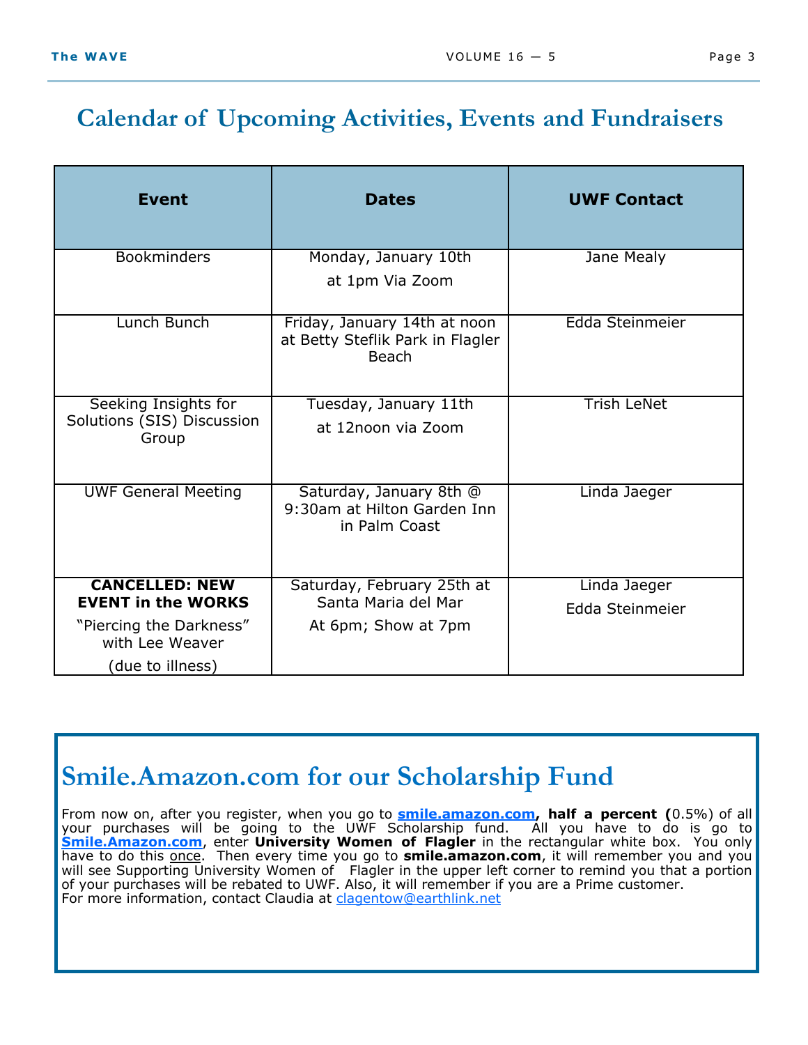# Calendar of Upcoming Activities, Events and Fundraisers

| Event | Dates | UWF Contact |
|---|---|---|
| Bookminders | Monday, January 10th at 1pm Via Zoom | Jane Mealy |
| Lunch Bunch | Friday, January 14th at noon at Betty Steflik Park in Flagler Beach | Edda Steinmeier |
| Seeking Insights for Solutions (SIS) Discussion Group | Tuesday, January 11th at 12noon via Zoom | Trish LeNet |
| UWF General Meeting | Saturday, January 8th @ 9:30am at Hilton Garden Inn in Palm Coast | Linda Jaeger |
| **CANCELLED: NEW EVENT in the WORKS** "Piercing the Darkness" with Lee Weaver (due to illness) | Saturday, February 25th at Santa Maria del Mar At 6pm; Show at 7pm | Linda Jaeger Edda Steinmeier |

## Smile.Amazon.com for our Scholarship Fund

From now on, after you register, when you go to **smile.amazon.com, half a percent (**0.5%) of all your purchases will be going to the UWF Scholarship fund. All you have to do is go to **Smile.Amazon.com**, enter **University Women of Flagler** in the rectangular white box. You only have to do this once. Then every time you go to **smile.amazon.com**, it will remember you and you will see Supporting University Women of Flagler in the upper left corner to remind you that a portion of your purchases will be rebated to UWF. Also, it will remember if you are a Prime customer.
For more information, contact Claudia at clagentow@earthlink.net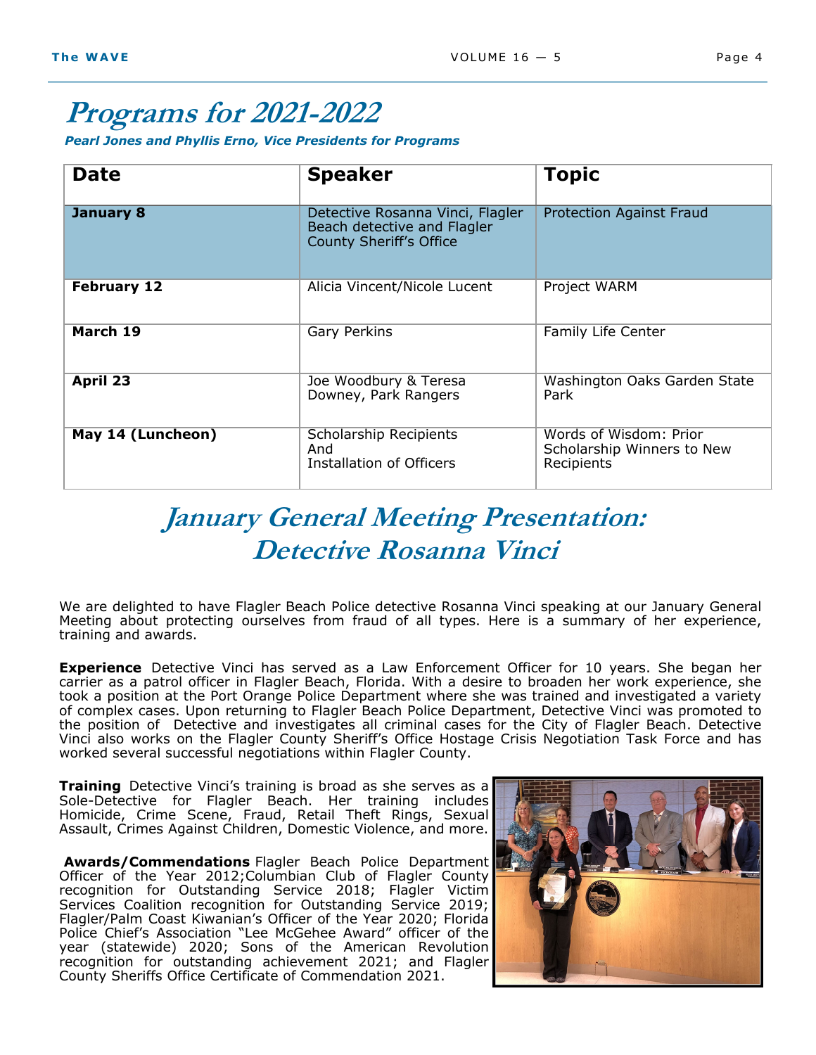# Programs for 2021-2022

***Pearl Jones and Phyllis Erno, Vice Presidents for Programs***

| Date | Speaker | Topic |
|---|---|---|
| **January 8** | Detective Rosanna Vinci, Flagler Beach detective and Flagler County Sheriff's Office | Protection Against Fraud |
| **February 12** | Alicia Vincent/Nicole Lucent | Project WARM |
| **March 19** | Gary Perkins | Family Life Center |
| **April 23** | Joe Woodbury & Teresa Downey, Park Rangers | Washington Oaks Garden State Park |
| **May 14 (Luncheon)** | Scholarship Recipients And Installation of Officers | Words of Wisdom: Prior Scholarship Winners to New Recipients |

## *January General Meeting Presentation: Detective Rosanna Vinci*

We are delighted to have Flagler Beach Police detective Rosanna Vinci speaking at our January General Meeting about protecting ourselves from fraud of all types. Here is a summary of her experience, training and awards.

**Experience** Detective Vinci has served as a Law Enforcement Officer for 10 years. She began her carrier as a patrol officer in Flagler Beach, Florida. With a desire to broaden her work experience, she took a position at the Port Orange Police Department where she was trained and investigated a variety of complex cases. Upon returning to Flagler Beach Police Department, Detective Vinci was promoted to the position of Detective and investigates all criminal cases for the City of Flagler Beach. Detective Vinci also works on the Flagler County Sheriff's Office Hostage Crisis Negotiation Task Force and has worked several successful negotiations within Flagler County.

**Training** Detective Vinci's training is broad as she serves as a Sole-Detective for Flagler Beach. Her training includes Homicide, Crime Scene, Fraud, Retail Theft Rings, Sexual Assault, Crimes Against Children, Domestic Violence, and more.

**Awards/Commendations** Flagler Beach Police Department Officer of the Year 2012;Columbian Club of Flagler County recognition for Outstanding Service 2018; Flagler Victim Services Coalition recognition for Outstanding Service 2019; Flagler/Palm Coast Kiwanian's Officer of the Year 2020; Florida Police Chief's Association "Lee McGehee Award" officer of the year (statewide) 2020; Sons of the American Revolution recognition for outstanding achievement 2021; and Flagler County Sheriffs Office Certificate of Commendation 2021.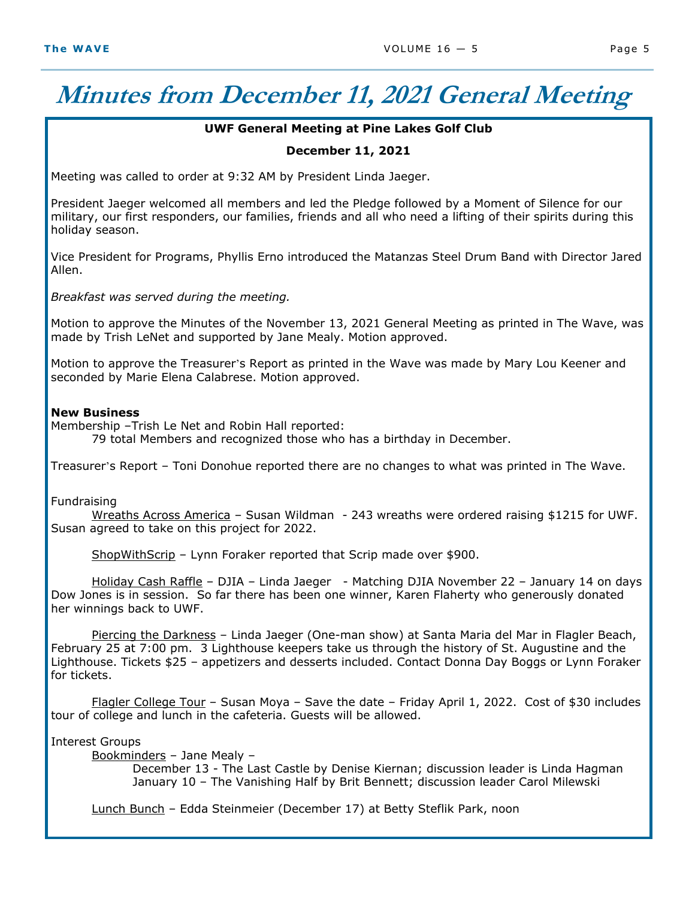# Minutes from December 11, 2021 General Meeting

**UWF General Meeting at Pine Lakes Golf Club**

**December 11, 2021**

Meeting was called to order at 9:32 AM by President Linda Jaeger.

President Jaeger welcomed all members and led the Pledge followed by a Moment of Silence for our military, our first responders, our families, friends and all who need a lifting of their spirits during this holiday season.

Vice President for Programs, Phyllis Erno introduced the Matanzas Steel Drum Band with Director Jared Allen.

*Breakfast was served during the meeting.*

Motion to approve the Minutes of the November 13, 2021 General Meeting as printed in The Wave, was made by Trish LeNet and supported by Jane Mealy. Motion approved.

Motion to approve the Treasurer's Report as printed in the Wave was made by Mary Lou Keener and seconded by Marie Elena Calabrese. Motion approved.

**New Business**

Membership –Trish Le Net and Robin Hall reported:

79 total Members and recognized those who has a birthday in December.

Treasurer's Report – Toni Donohue reported there are no changes to what was printed in The Wave.

Fundraising

Wreaths Across America – Susan Wildman - 243 wreaths were ordered raising $1215 for UWF. Susan agreed to take on this project for 2022.

ShopWithScrip – Lynn Foraker reported that Scrip made over $900.

Holiday Cash Raffle – DJIA – Linda Jaeger - Matching DJIA November 22 – January 14 on days Dow Jones is in session. So far there has been one winner, Karen Flaherty who generously donated her winnings back to UWF.

Piercing the Darkness – Linda Jaeger (One-man show) at Santa Maria del Mar in Flagler Beach, February 25 at 7:00 pm. 3 Lighthouse keepers take us through the history of St. Augustine and the Lighthouse. Tickets $25 – appetizers and desserts included. Contact Donna Day Boggs or Lynn Foraker for tickets.

Flagler College Tour – Susan Moya – Save the date – Friday April 1, 2022. Cost of $30 includes tour of college and lunch in the cafeteria. Guests will be allowed.

Interest Groups

Bookminders – Jane Mealy –

December 13 - The Last Castle by Denise Kiernan; discussion leader is Linda Hagman
January 10 – The Vanishing Half by Brit Bennett; discussion leader Carol Milewski

Lunch Bunch – Edda Steinmeier (December 17) at Betty Steflik Park, noon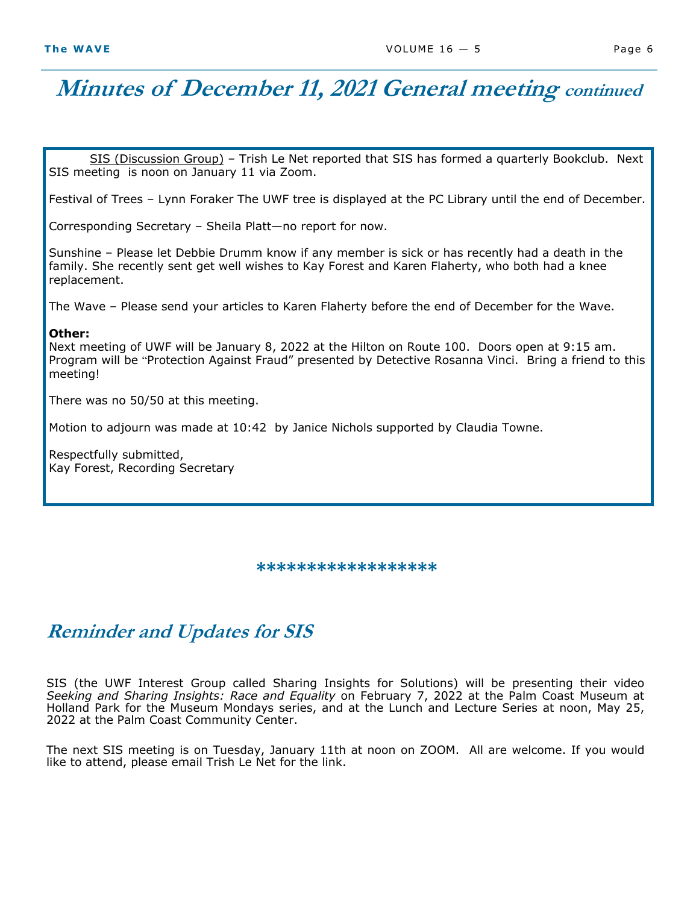# Minutes of December 11, 2021 General meeting *continued*

<u>SIS (Discussion Group)</u> – Trish Le Net reported that SIS has formed a quarterly Bookclub. Next SIS meeting is noon on January 11 via Zoom.

Festival of Trees – Lynn Foraker The UWF tree is displayed at the PC Library until the end of December.

Corresponding Secretary – Sheila Platt—no report for now.

Sunshine – Please let Debbie Drumm know if any member is sick or has recently had a death in the family. She recently sent get well wishes to Kay Forest and Karen Flaherty, who both had a knee replacement.

The Wave – Please send your articles to Karen Flaherty before the end of December for the Wave.

**Other:**
Next meeting of UWF will be January 8, 2022 at the Hilton on Route 100. Doors open at 9:15 am. Program will be "Protection Against Fraud" presented by Detective Rosanna Vinci. Bring a friend to this meeting!

There was no 50/50 at this meeting.

Motion to adjourn was made at 10:42 by Janice Nichols supported by Claudia Towne.

Respectfully submitted,
Kay Forest, Recording Secretary

******************

## Reminder and Updates for SIS

SIS (the UWF Interest Group called Sharing Insights for Solutions) will be presenting their video *Seeking and Sharing Insights: Race and Equality* on February 7, 2022 at the Palm Coast Museum at Holland Park for the Museum Mondays series, and at the Lunch and Lecture Series at noon, May 25, 2022 at the Palm Coast Community Center.

The next SIS meeting is on Tuesday, January 11th at noon on ZOOM. All are welcome. If you would like to attend, please email Trish Le Net for the link.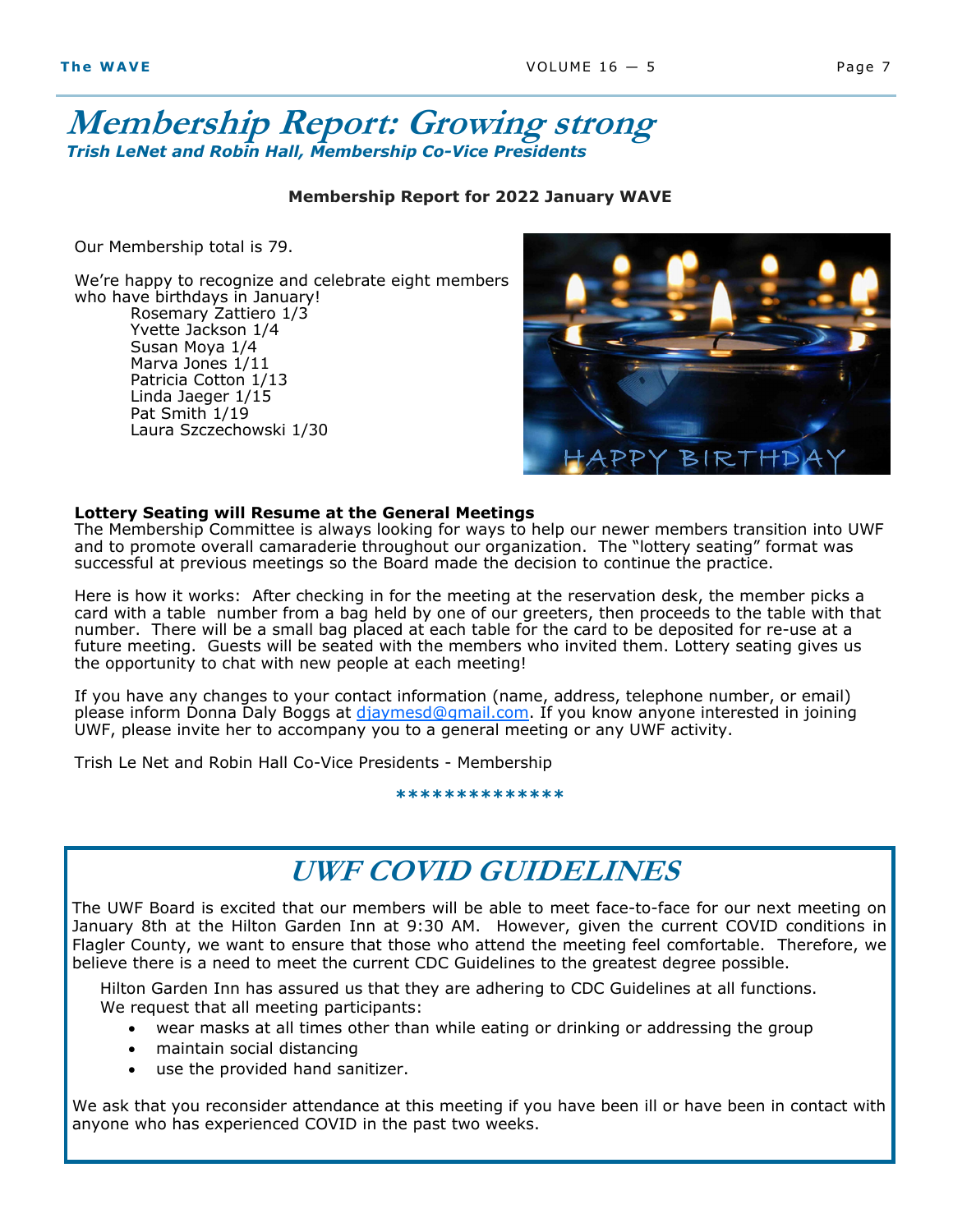# Membership Report: Growing strong

***Trish LeNet and Robin Hall, Membership Co-Vice Presidents***

**Membership Report for 2022 January WAVE**

Our Membership total is 79.

We're happy to recognize and celebrate eight members who have birthdays in January!

Rosemary Zattiero 1/3
Yvette Jackson 1/4
Susan Moya 1/4
Marva Jones 1/11
Patricia Cotton 1/13
Linda Jaeger 1/15
Pat Smith 1/19
Laura Szczechowski 1/30

**Lottery Seating will Resume at the General Meetings**

The Membership Committee is always looking for ways to help our newer members transition into UWF and to promote overall camaraderie throughout our organization. The "lottery seating" format was successful at previous meetings so the Board made the decision to continue the practice.

Here is how it works: After checking in for the meeting at the reservation desk, the member picks a card with a table number from a bag held by one of our greeters, then proceeds to the table with that number. There will be a small bag placed at each table for the card to be deposited for re-use at a future meeting. Guests will be seated with the members who invited them. Lottery seating gives us the opportunity to chat with new people at each meeting!

If you have any changes to your contact information (name, address, telephone number, or email) please inform Donna Daly Boggs at djaymesd@gmail.com. If you know anyone interested in joining UWF, please invite her to accompany you to a general meeting or any UWF activity.

Trish Le Net and Robin Hall Co-Vice Presidents - Membership

**************

## UWF COVID GUIDELINES

The UWF Board is excited that our members will be able to meet face-to-face for our next meeting on January 8th at the Hilton Garden Inn at 9:30 AM. However, given the current COVID conditions in Flagler County, we want to ensure that those who attend the meeting feel comfortable. Therefore, we believe there is a need to meet the current CDC Guidelines to the greatest degree possible.

Hilton Garden Inn has assured us that they are adhering to CDC Guidelines at all functions. We request that all meeting participants:

- wear masks at all times other than while eating or drinking or addressing the group
- maintain social distancing
- use the provided hand sanitizer.

We ask that you reconsider attendance at this meeting if you have been ill or have been in contact with anyone who has experienced COVID in the past two weeks.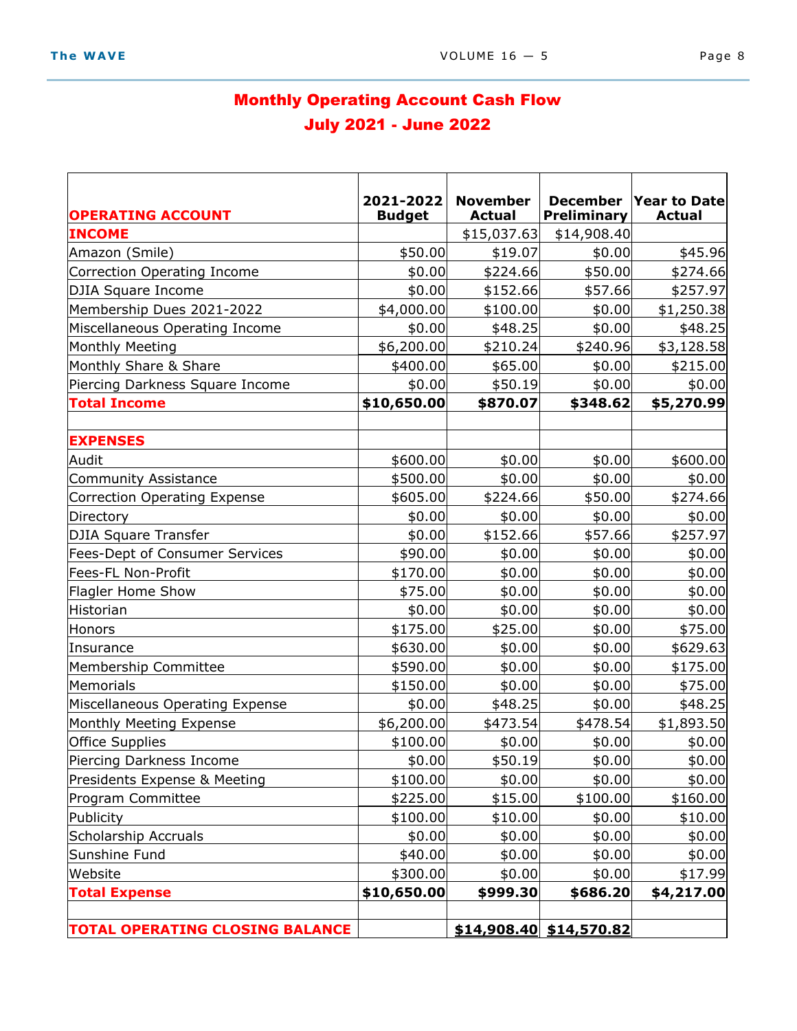## Monthly Operating Account Cash Flow
## July 2021 - June 2022

| OPERATING ACCOUNT | 2021-2022 Budget | November Actual | December Preliminary | Year to Date Actual |
|---|---|---|---|---|
| **INCOME** | | $15,037.63 | $14,908.40 | |
| Amazon (Smile) | $50.00 | $19.07 | $0.00 | $45.96 |
| Correction Operating Income | $0.00 | $224.66 | $50.00 | $274.66 |
| DJIA Square Income | $0.00 | $152.66 | $57.66 | $257.97 |
| Membership Dues 2021-2022 | $4,000.00 | $100.00 | $0.00 | $1,250.38 |
| Miscellaneous Operating Income | $0.00 | $48.25 | $0.00 | $48.25 |
| Monthly Meeting | $6,200.00 | $210.24 | $240.96 | $3,128.58 |
| Monthly Share & Share | $400.00 | $65.00 | $0.00 | $215.00 |
| Piercing Darkness Square Income | $0.00 | $50.19 | $0.00 | $0.00 |
| **Total Income** | **$10,650.00** | **$870.07** | **$348.62** | **$5,270.99** |
| | | | | |
| **EXPENSES** | | | | |
| Audit | $600.00 | $0.00 | $0.00 | $600.00 |
| Community Assistance | $500.00 | $0.00 | $0.00 | $0.00 |
| Correction Operating Expense | $605.00 | $224.66 | $50.00 | $274.66 |
| Directory | $0.00 | $0.00 | $0.00 | $0.00 |
| DJIA Square Transfer | $0.00 | $152.66 | $57.66 | $257.97 |
| Fees-Dept of Consumer Services | $90.00 | $0.00 | $0.00 | $0.00 |
| Fees-FL Non-Profit | $170.00 | $0.00 | $0.00 | $0.00 |
| Flagler Home Show | $75.00 | $0.00 | $0.00 | $0.00 |
| Historian | $0.00 | $0.00 | $0.00 | $0.00 |
| Honors | $175.00 | $25.00 | $0.00 | $75.00 |
| Insurance | $630.00 | $0.00 | $0.00 | $629.63 |
| Membership Committee | $590.00 | $0.00 | $0.00 | $175.00 |
| Memorials | $150.00 | $0.00 | $0.00 | $75.00 |
| Miscellaneous Operating Expense | $0.00 | $48.25 | $0.00 | $48.25 |
| Monthly Meeting Expense | $6,200.00 | $473.54 | $478.54 | $1,893.50 |
| Office Supplies | $100.00 | $0.00 | $0.00 | $0.00 |
| Piercing Darkness Income | $0.00 | $50.19 | $0.00 | $0.00 |
| Presidents Expense & Meeting | $100.00 | $0.00 | $0.00 | $0.00 |
| Program Committee | $225.00 | $15.00 | $100.00 | $160.00 |
| Publicity | $100.00 | $10.00 | $0.00 | $10.00 |
| Scholarship Accruals | $0.00 | $0.00 | $0.00 | $0.00 |
| Sunshine Fund | $40.00 | $0.00 | $0.00 | $0.00 |
| Website | $300.00 | $0.00 | $0.00 | $17.99 |
| **Total Expense** | **$10,650.00** | **$999.30** | **$686.20** | **$4,217.00** |
| | | | | |
| **TOTAL OPERATING CLOSING BALANCE** | | **$14,908.40** | **$14,570.82** | |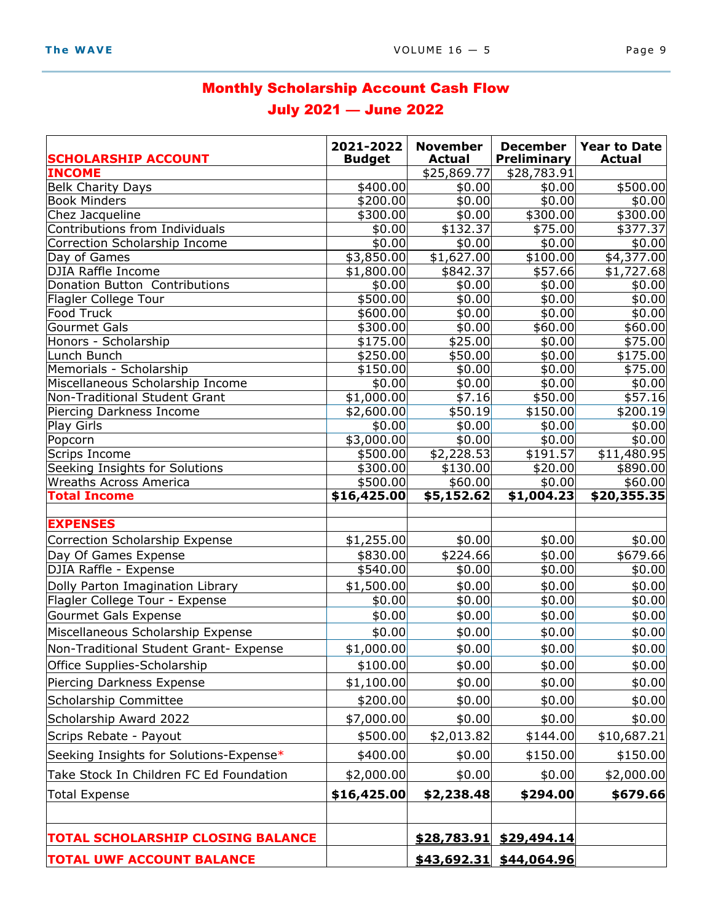## Monthly Scholarship Account Cash Flow

## July 2021 — June 2022

| SCHOLARSHIP ACCOUNT | 2021-2022 Budget | November Actual | December Preliminary | Year to Date Actual |
|---|---|---|---|---|
| **INCOME** | | $25,869.77 | $28,783.91 | |
| Belk Charity Days | $400.00 | $0.00 | $0.00 | $500.00 |
| Book Minders | $200.00 | $0.00 | $0.00 | $0.00 |
| Chez Jacqueline | $300.00 | $0.00 | $300.00 | $300.00 |
| Contributions from Individuals | $0.00 | $132.37 | $75.00 | $377.37 |
| Correction Scholarship Income | $0.00 | $0.00 | $0.00 | $0.00 |
| Day of Games | $3,850.00 | $1,627.00 | $100.00 | $4,377.00 |
| DJIA Raffle Income | $1,800.00 | $842.37 | $57.66 | $1,727.68 |
| Donation Button Contributions | $0.00 | $0.00 | $0.00 | $0.00 |
| Flagler College Tour | $500.00 | $0.00 | $0.00 | $0.00 |
| Food Truck | $600.00 | $0.00 | $0.00 | $0.00 |
| Gourmet Gals | $300.00 | $0.00 | $60.00 | $60.00 |
| Honors - Scholarship | $175.00 | $25.00 | $0.00 | $75.00 |
| Lunch Bunch | $250.00 | $50.00 | $0.00 | $175.00 |
| Memorials - Scholarship | $150.00 | $0.00 | $0.00 | $75.00 |
| Miscellaneous Scholarship Income | $0.00 | $0.00 | $0.00 | $0.00 |
| Non-Traditional Student Grant | $1,000.00 | $7.16 | $50.00 | $57.16 |
| Piercing Darkness Income | $2,600.00 | $50.19 | $150.00 | $200.19 |
| Play Girls | $0.00 | $0.00 | $0.00 | $0.00 |
| Popcorn | $3,000.00 | $0.00 | $0.00 | $0.00 |
| Scrips Income | $500.00 | $2,228.53 | $191.57 | $11,480.95 |
| Seeking Insights for Solutions | $300.00 | $130.00 | $20.00 | $890.00 |
| Wreaths Across America | $500.00 | $60.00 | $0.00 | $60.00 |
| **Total Income** | **$16,425.00** | **$5,152.62** | **$1,004.23** | **$20,355.35** |
| | | | | |
| **EXPENSES** | | | | |
| Correction Scholarship Expense | $1,255.00 | $0.00 | $0.00 | $0.00 |
| Day Of Games Expense | $830.00 | $224.66 | $0.00 | $679.66 |
| DJIA Raffle - Expense | $540.00 | $0.00 | $0.00 | $0.00 |
| Dolly Parton Imagination Library | $1,500.00 | $0.00 | $0.00 | $0.00 |
| Flagler College Tour - Expense | $0.00 | $0.00 | $0.00 | $0.00 |
| Gourmet Gals Expense | $0.00 | $0.00 | $0.00 | $0.00 |
| Miscellaneous Scholarship Expense | $0.00 | $0.00 | $0.00 | $0.00 |
| Non-Traditional Student Grant- Expense | $1,000.00 | $0.00 | $0.00 | $0.00 |
| Office Supplies-Scholarship | $100.00 | $0.00 | $0.00 | $0.00 |
| Piercing Darkness Expense | $1,100.00 | $0.00 | $0.00 | $0.00 |
| Scholarship Committee | $200.00 | $0.00 | $0.00 | $0.00 |
| Scholarship Award 2022 | $7,000.00 | $0.00 | $0.00 | $0.00 |
| Scrips Rebate - Payout | $500.00 | $2,013.82 | $144.00 | $10,687.21 |
| Seeking Insights for Solutions-Expense* | $400.00 | $0.00 | $150.00 | $150.00 |
| Take Stock In Children FC Ed Foundation | $2,000.00 | $0.00 | $0.00 | $2,000.00 |
| Total Expense | **$16,425.00** | **$2,238.48** | **$294.00** | **$679.66** |
| | | | | |
| **TOTAL SCHOLARSHIP CLOSING BALANCE** | | **$28,783.91** | **$29,494.14** | |
| **TOTAL UWF ACCOUNT BALANCE** | | **$43,692.31** | **$44,064.96** | |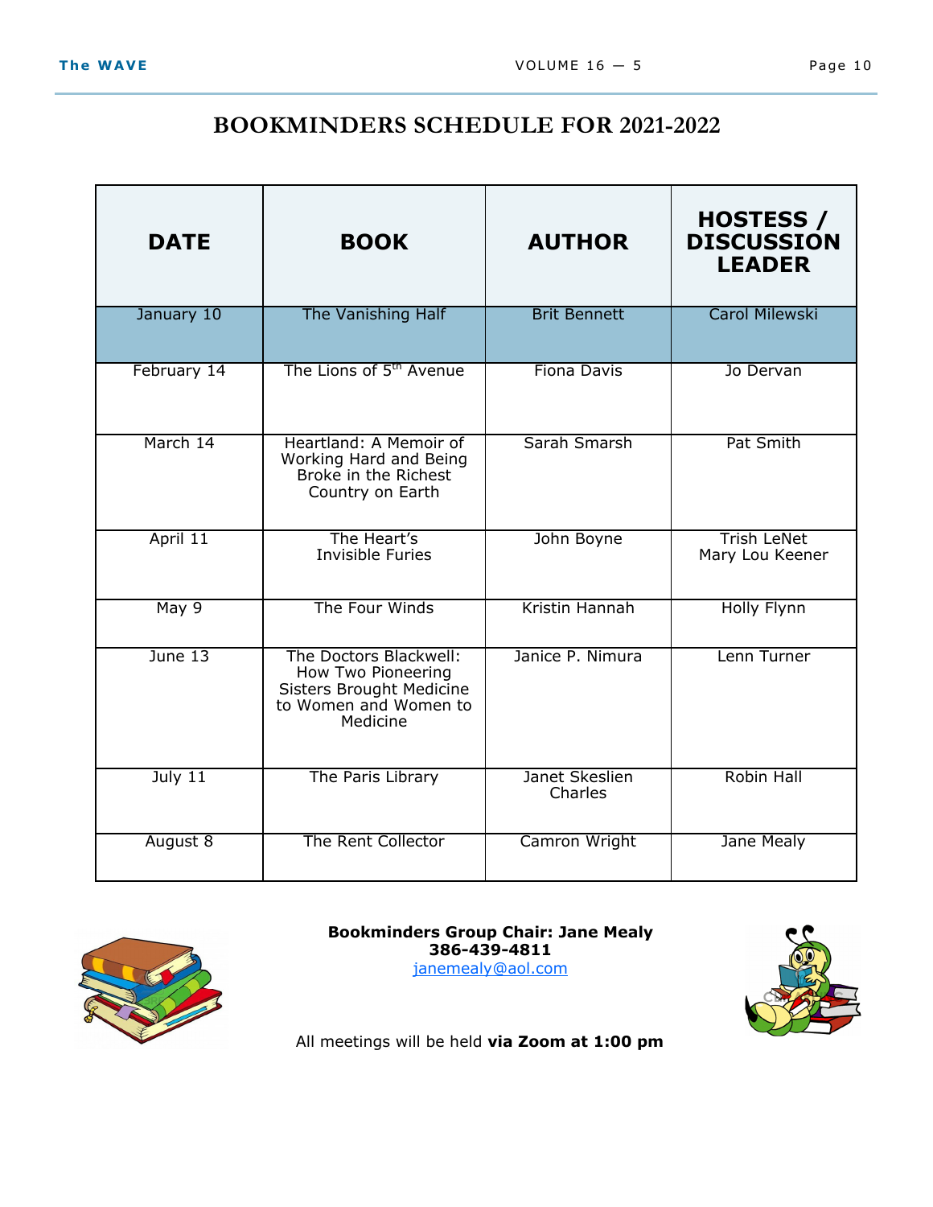# BOOKMINDERS SCHEDULE FOR 2021-2022

| DATE | BOOK | AUTHOR | HOSTESS / DISCUSSION LEADER |
|---|---|---|---|
| January 10 | The Vanishing Half | Brit Bennett | Carol Milewski |
| February 14 | The Lions of 5th Avenue | Fiona Davis | Jo Dervan |
| March 14 | Heartland: A Memoir of Working Hard and Being Broke in the Richest Country on Earth | Sarah Smarsh | Pat Smith |
| April 11 | The Heart's Invisible Furies | John Boyne | Trish LeNet<br>Mary Lou Keener |
| May 9 | The Four Winds | Kristin Hannah | Holly Flynn |
| June 13 | The Doctors Blackwell: How Two Pioneering Sisters Brought Medicine to Women and Women to Medicine | Janice P. Nimura | Lenn Turner |
| July 11 | The Paris Library | Janet Skeslien Charles | Robin Hall |
| August 8 | The Rent Collector | Camron Wright | Jane Mealy |

**Bookminders Group Chair: Jane Mealy**
**386-439-4811**
janemealy@aol.com

All meetings will be held **via Zoom at 1:00 pm**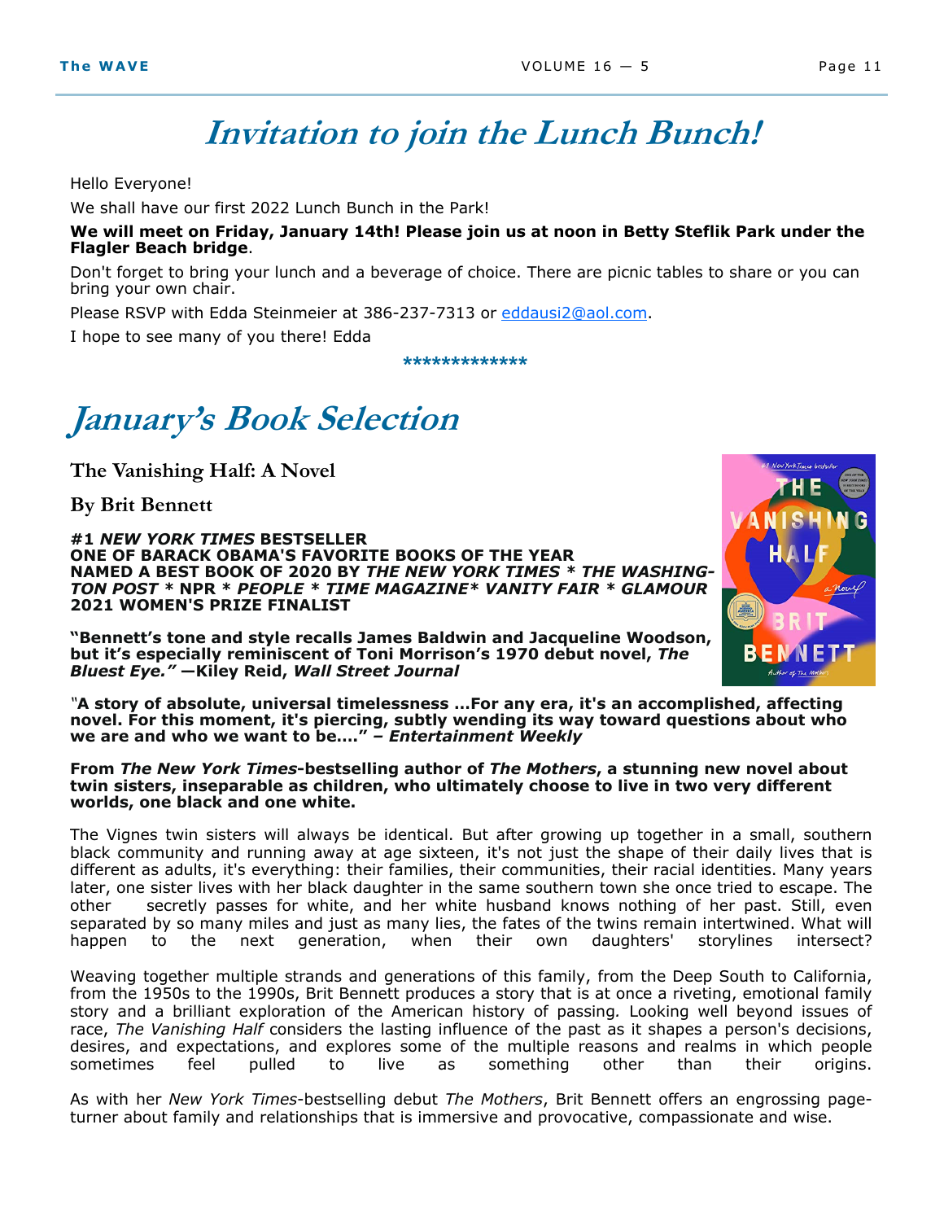# Invitation to join the Lunch Bunch!

Hello Everyone!

We shall have our first 2022 Lunch Bunch in the Park!

**We will meet on Friday, January 14th! Please join us at noon in Betty Steflik Park under the Flagler Beach bridge**.

Don't forget to bring your lunch and a beverage of choice. There are picnic tables to share or you can bring your own chair.

Please RSVP with Edda Steinmeier at 386-237-7313 or eddausi2@aol.com.

I hope to see many of you there! Edda

*************

# January's Book Selection

### The Vanishing Half: A Novel

### By Brit Bennett

**#1 *NEW YORK TIMES* BESTSELLER**
**ONE OF BARACK OBAMA'S FAVORITE BOOKS OF THE YEAR**
**NAMED A BEST BOOK OF 2020 BY *THE NEW YORK TIMES* * *THE WASHINGTON POST* * NPR * *PEOPLE* * *TIME MAGAZINE** *VANITY FAIR* * *GLAMOUR***
**2021 WOMEN'S PRIZE FINALIST**

**"Bennett's tone and style recalls James Baldwin and Jacqueline Woodson, but it's especially reminiscent of Toni Morrison's 1970 debut novel, *The Bluest Eye."* —Kiley Reid, *Wall Street Journal***

**"A story of absolute, universal timelessness ...For any era, it's an accomplished, affecting novel. For this moment, it's piercing, subtly wending its way toward questions about who we are and who we want to be…." – *Entertainment Weekly***

**From *The New York Times*-bestselling author of *The Mothers*, a stunning new novel about twin sisters, inseparable as children, who ultimately choose to live in two very different worlds, one black and one white.**

The Vignes twin sisters will always be identical. But after growing up together in a small, southern black community and running away at age sixteen, it's not just the shape of their daily lives that is different as adults, it's everything: their families, their communities, their racial identities. Many years later, one sister lives with her black daughter in the same southern town she once tried to escape. The other secretly passes for white, and her white husband knows nothing of her past. Still, even separated by so many miles and just as many lies, the fates of the twins remain intertwined. What will happen to the next generation, when their own daughters' storylines intersect?

Weaving together multiple strands and generations of this family, from the Deep South to California, from the 1950s to the 1990s, Brit Bennett produces a story that is at once a riveting, emotional family story and a brilliant exploration of the American history of passing. Looking well beyond issues of race, *The Vanishing Half* considers the lasting influence of the past as it shapes a person's decisions, desires, and expectations, and explores some of the multiple reasons and realms in which people sometimes feel pulled to live as something other than their origins.

As with her *New York Times*-bestselling debut *The Mothers*, Brit Bennett offers an engrossing page-turner about family and relationships that is immersive and provocative, compassionate and wise.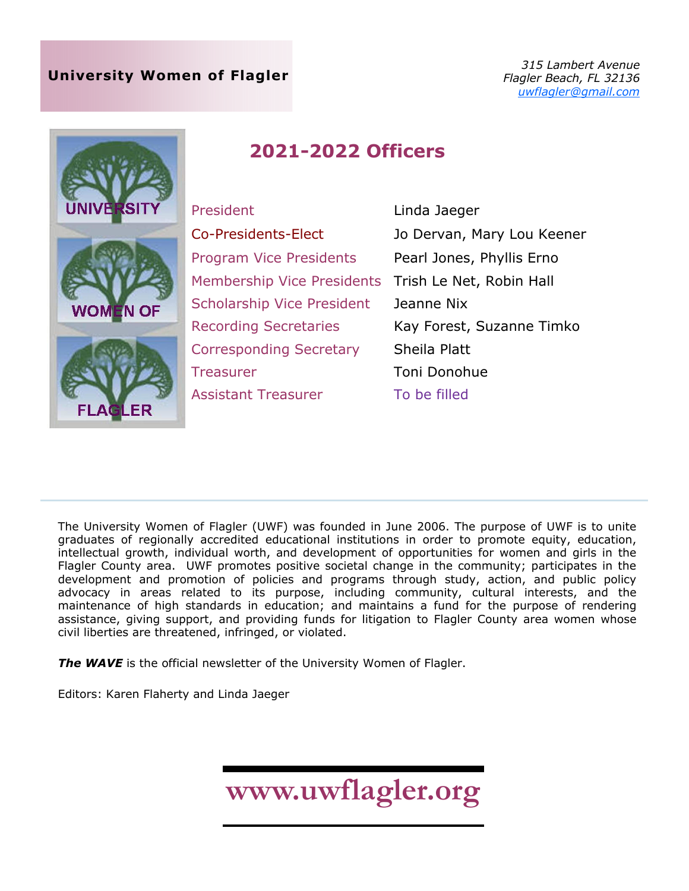**University Women of Flagler**

*315 Lambert Avenue*
*Flagler Beach, FL 32136*
*uwflagler@gmail.com*

## 2021-2022 Officers

| | |
|---|---|
| President | Linda Jaeger |
| Co-Presidents-Elect | Jo Dervan, Mary Lou Keener |
| Program Vice Presidents | Pearl Jones, Phyllis Erno |
| Membership Vice Presidents | Trish Le Net, Robin Hall |
| Scholarship Vice President | Jeanne Nix |
| Recording Secretaries | Kay Forest, Suzanne Timko |
| Corresponding Secretary | Sheila Platt |
| Treasurer | Toni Donohue |
| Assistant Treasurer | To be filled |

---

The University Women of Flagler (UWF) was founded in June 2006. The purpose of UWF is to unite graduates of regionally accredited educational institutions in order to promote equity, education, intellectual growth, individual worth, and development of opportunities for women and girls in the Flagler County area. UWF promotes positive societal change in the community; participates in the development and promotion of policies and programs through study, action, and public policy advocacy in areas related to its purpose, including community, cultural interests, and the maintenance of high standards in education; and maintains a fund for the purpose of rendering assistance, giving support, and providing funds for litigation to Flagler County area women whose civil liberties are threatened, infringed, or violated.

***The WAVE*** is the official newsletter of the University Women of Flagler.

Editors: Karen Flaherty and Linda Jaeger

**www.uwflagler.org**